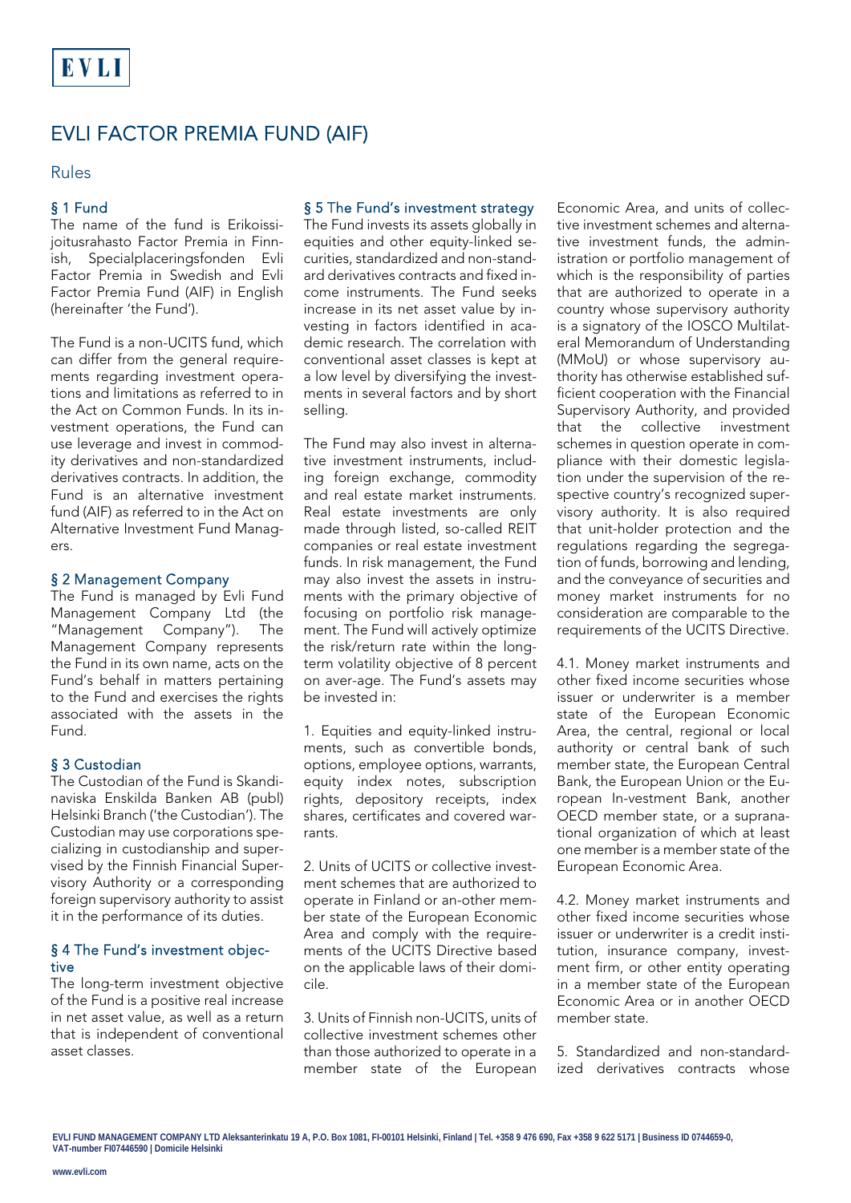# EVLI FACTOR PREMIA FUND (AIF)

## Rules

### § 1 Fund

The name of the fund is Erikoissijoitusrahasto Factor Premia in Finnish, Specialplaceringsfonden Evli Factor Premia in Swedish and Evli Factor Premia Fund (AIF) in English (hereinafter 'the Fund').

The Fund is a non-UCITS fund, which can differ from the general requirements regarding investment operations and limitations as referred to in the Act on Common Funds. In its investment operations, the Fund can use leverage and invest in commodity derivatives and non-standardized derivatives contracts. In addition, the Fund is an alternative investment fund (AIF) as referred to in the Act on Alternative Investment Fund Managers.

### § 2 Management Company

The Fund is managed by Evli Fund Management Company Ltd (the "Management Company"). The Management Company represents the Fund in its own name, acts on the Fund's behalf in matters pertaining to the Fund and exercises the rights associated with the assets in the Fund.

### § 3 Custodian

The Custodian of the Fund is Skandinaviska Enskilda Banken AB (publ) Helsinki Branch ('the Custodian'). The Custodian may use corporations specializing in custodianship and supervised by the Finnish Financial Supervisory Authority or a corresponding foreign supervisory authority to assist it in the performance of its duties.

### § 4 The Fund's investment objective

The long-term investment objective of the Fund is a positive real increase in net asset value, as well as a return that is independent of conventional asset classes.

### § 5 The Fund's investment strategy

The Fund invests its assets globally in equities and other equity-linked securities, standardized and non-standard derivatives contracts and fixed income instruments. The Fund seeks increase in its net asset value by investing in factors identified in academic research. The correlation with conventional asset classes is kept at a low level by diversifying the investments in several factors and by short selling.

The Fund may also invest in alternative investment instruments, including foreign exchange, commodity and real estate market instruments. Real estate investments are only made through listed, so-called REIT companies or real estate investment funds. In risk management, the Fund may also invest the assets in instruments with the primary objective of focusing on portfolio risk management. The Fund will actively optimize the risk/return rate within the long-term volatility objective of 8 percent on aver-age. The Fund's assets may be invested in:

1. Equities and equity-linked instruments, such as convertible bonds, options, employee options, warrants, equity index notes, subscription rights, depository receipts, index shares, certificates and covered warrants.

2. Units of UCITS or collective investment schemes that are authorized to operate in Finland or an-other member state of the European Economic Area and comply with the requirements of the UCITS Directive based on the applicable laws of their domicile.

3. Units of Finnish non-UCITS, units of collective investment schemes other than those authorized to operate in a member state of the European Economic Area, and units of collective investment schemes and alternative investment funds, the administration or portfolio management of which is the responsibility of parties that are authorized to operate in a country whose supervisory authority is a signatory of the IOSCO Multilateral Memorandum of Understanding (MMoU) or whose supervisory authority has otherwise established sufficient cooperation with the Financial Supervisory Authority, and provided that the collective investment schemes in question operate in compliance with their domestic legislation under the supervision of the respective country's recognized supervisory authority. It is also required that unit-holder protection and the regulations regarding the segregation of funds, borrowing and lending, and the conveyance of securities and money market instruments for no consideration are comparable to the requirements of the UCITS Directive.

4.1. Money market instruments and other fixed income securities whose issuer or underwriter is a member state of the European Economic Area, the central, regional or local authority or central bank of such member state, the European Central Bank, the European Union or the European In-vestment Bank, another OECD member state, or a supranational organization of which at least one member is a member state of the European Economic Area.

4.2. Money market instruments and other fixed income securities whose issuer or underwriter is a credit institution, insurance company, investment firm, or other entity operating in a member state of the European Economic Area or in another OECD member state.

5. Standardized and non-standardized derivatives contracts whose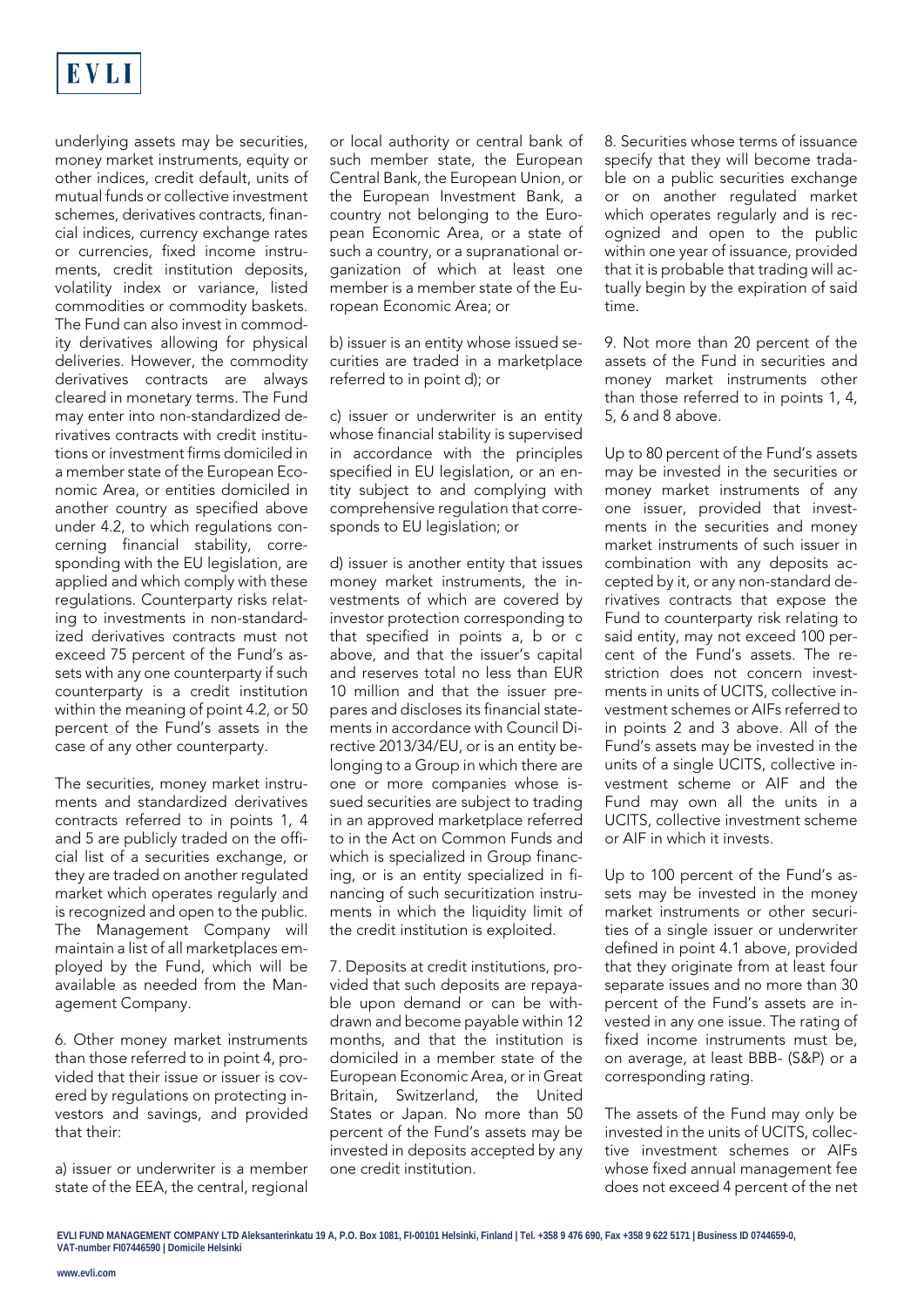underlying assets may be securities, money market instruments, equity or other indices, credit default, units of mutual funds or collective investment schemes, derivatives contracts, financial indices, currency exchange rates or currencies, fixed income instruments, credit institution deposits, volatility index or variance, listed commodities or commodity baskets. The Fund can also invest in commodity derivatives allowing for physical deliveries. However, the commodity derivatives contracts are always cleared in monetary terms. The Fund may enter into non-standardized derivatives contracts with credit institutions or investment firms domiciled in a member state of the European Economic Area, or entities domiciled in another country as specified above under 4.2, to which regulations concerning financial stability, corresponding with the EU legislation, are applied and which comply with these regulations. Counterparty risks relating to investments in non-standardized derivatives contracts must not exceed 75 percent of the Fund's assets with any one counterparty if such counterparty is a credit institution within the meaning of point 4.2, or 50 percent of the Fund's assets in the case of any other counterparty.

The securities, money market instruments and standardized derivatives contracts referred to in points 1, 4 and 5 are publicly traded on the official list of a securities exchange, or they are traded on another regulated market which operates regularly and is recognized and open to the public. The Management Company will maintain a list of all marketplaces employed by the Fund, which will be available as needed from the Management Company.

6. Other money market instruments than those referred to in point 4, provided that their issue or issuer is covered by regulations on protecting investors and savings, and provided that their:

a) issuer or underwriter is a member state of the EEA, the central, regional or local authority or central bank of such member state, the European Central Bank, the European Union, or the European Investment Bank, a country not belonging to the European Economic Area, or a state of such a country, or a supranational organization of which at least one member is a member state of the European Economic Area; or

b) issuer is an entity whose issued securities are traded in a marketplace referred to in point d); or

c) issuer or underwriter is an entity whose financial stability is supervised in accordance with the principles specified in EU legislation, or an entity subject to and complying with comprehensive regulation that corresponds to EU legislation; or

d) issuer is another entity that issues money market instruments, the investments of which are covered by investor protection corresponding to that specified in points a, b or c above, and that the issuer's capital and reserves total no less than EUR 10 million and that the issuer prepares and discloses its financial statements in accordance with Council Directive 2013/34/EU, or is an entity belonging to a Group in which there are one or more companies whose issued securities are subject to trading in an approved marketplace referred to in the Act on Common Funds and which is specialized in Group financing, or is an entity specialized in financing of such securitization instruments in which the liquidity limit of the credit institution is exploited.

7. Deposits at credit institutions, provided that such deposits are repayable upon demand or can be withdrawn and become payable within 12 months, and that the institution is domiciled in a member state of the European Economic Area, or in Great Britain, Switzerland, the United States or Japan. No more than 50 percent of the Fund's assets may be invested in deposits accepted by any one credit institution.

8. Securities whose terms of issuance specify that they will become tradable on a public securities exchange or on another regulated market which operates regularly and is recognized and open to the public within one year of issuance, provided that it is probable that trading will actually begin by the expiration of said time.

9. Not more than 20 percent of the assets of the Fund in securities and money market instruments other than those referred to in points 1, 4, 5, 6 and 8 above.

Up to 80 percent of the Fund's assets may be invested in the securities or money market instruments of any one issuer, provided that investments in the securities and money market instruments of such issuer in combination with any deposits accepted by it, or any non-standard derivatives contracts that expose the Fund to counterparty risk relating to said entity, may not exceed 100 percent of the Fund's assets. The restriction does not concern investments in units of UCITS, collective investment schemes or AIFs referred to in points 2 and 3 above. All of the Fund's assets may be invested in the units of a single UCITS, collective investment scheme or AIF and the Fund may own all the units in a UCITS, collective investment scheme or AIF in which it invests.

Up to 100 percent of the Fund's assets may be invested in the money market instruments or other securities of a single issuer or underwriter defined in point 4.1 above, provided that they originate from at least four separate issues and no more than 30 percent of the Fund's assets are invested in any one issue. The rating of fixed income instruments must be, on average, at least BBB- (S&P) or a corresponding rating.

The assets of the Fund may only be invested in the units of UCITS, collective investment schemes or AIFs whose fixed annual management fee does not exceed 4 percent of the net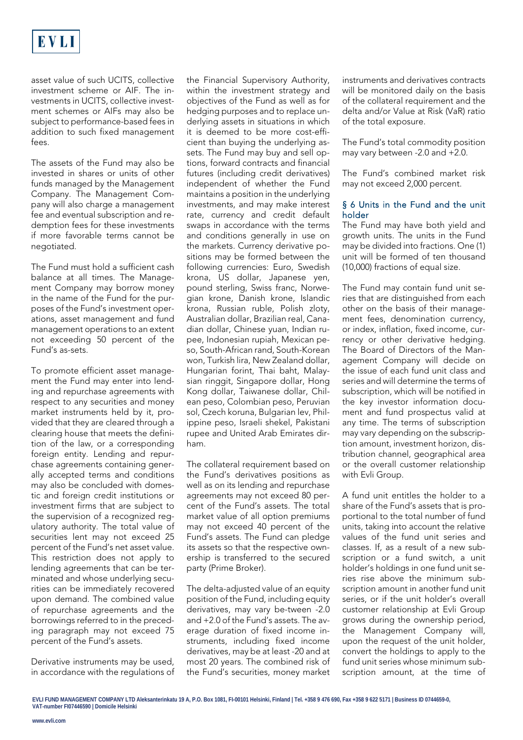asset value of such UCITS, collective investment scheme or AIF. The investments in UCITS, collective investment schemes or AIFs may also be subject to performance-based fees in addition to such fixed management fees.

The assets of the Fund may also be invested in shares or units of other funds managed by the Management Company. The Management Company will also charge a management fee and eventual subscription and redemption fees for these investments if more favorable terms cannot be negotiated.

The Fund must hold a sufficient cash balance at all times. The Management Company may borrow money in the name of the Fund for the purposes of the Fund's investment operations, asset management and fund management operations to an extent not exceeding 50 percent of the Fund's as-sets.

To promote efficient asset management the Fund may enter into lending and repurchase agreements with respect to any securities and money market instruments held by it, provided that they are cleared through a clearing house that meets the definition of the law, or a corresponding foreign entity. Lending and repurchase agreements containing generally accepted terms and conditions may also be concluded with domestic and foreign credit institutions or investment firms that are subject to the supervision of a recognized regulatory authority. The total value of securities lent may not exceed 25 percent of the Fund's net asset value. This restriction does not apply to lending agreements that can be terminated and whose underlying securities can be immediately recovered upon demand. The combined value of repurchase agreements and the borrowings referred to in the preceding paragraph may not exceed 75 percent of the Fund's assets.

Derivative instruments may be used, in accordance with the regulations of the Financial Supervisory Authority, within the investment strategy and objectives of the Fund as well as for hedging purposes and to replace underlying assets in situations in which it is deemed to be more cost-efficient than buying the underlying assets. The Fund may buy and sell options, forward contracts and financial futures (including credit derivatives) independent of whether the Fund maintains a position in the underlying investments, and may make interest rate, currency and credit default swaps in accordance with the terms and conditions generally in use on the markets. Currency derivative positions may be formed between the following currencies: Euro, Swedish krona, US dollar, Japanese yen, pound sterling, Swiss franc, Norwegian krone, Danish krone, Islandic krona, Russian ruble, Polish zloty, Australian dollar, Brazilian real, Canadian dollar, Chinese yuan, Indian rupee, Indonesian rupiah, Mexican peso, South-African rand, South-Korean won, Turkish lira, New Zealand dollar, Hungarian forint, Thai baht, Malaysian ringgit, Singapore dollar, Hong Kong dollar, Taiwanese dollar, Chilean peso, Colombian peso, Peruvian sol, Czech koruna, Bulgarian lev, Philippine peso, Israeli shekel, Pakistani rupee and United Arab Emirates dirham.

The collateral requirement based on the Fund's derivatives positions as well as on its lending and repurchase agreements may not exceed 80 percent of the Fund's assets. The total market value of all option premiums may not exceed 40 percent of the Fund's assets. The Fund can pledge its assets so that the respective ownership is transferred to the secured party (Prime Broker).

The delta-adjusted value of an equity position of the Fund, including equity derivatives, may vary be-tween -2.0 and +2.0 of the Fund's assets. The average duration of fixed income instruments, including fixed income derivatives, may be at least -20 and at most 20 years. The combined risk of the Fund's securities, money market instruments and derivatives contracts will be monitored daily on the basis of the collateral requirement and the delta and/or Value at Risk (VaR) ratio of the total exposure.

The Fund's total commodity position may vary between -2.0 and +2.0.

The Fund's combined market risk may not exceed 2,000 percent.

## § 6 Units in the Fund and the unit holder

The Fund may have both yield and growth units. The units in the Fund may be divided into fractions. One (1) unit will be formed of ten thousand (10,000) fractions of equal size.

The Fund may contain fund unit series that are distinguished from each other on the basis of their management fees, denomination currency, or index, inflation, fixed income, currency or other derivative hedging. The Board of Directors of the Management Company will decide on the issue of each fund unit class and series and will determine the terms of subscription, which will be notified in the key investor information document and fund prospectus valid at any time. The terms of subscription may vary depending on the subscription amount, investment horizon, distribution channel, geographical area or the overall customer relationship with Evli Group.

A fund unit entitles the holder to a share of the Fund's assets that is proportional to the total number of fund units, taking into account the relative values of the fund unit series and classes. If, as a result of a new subscription or a fund switch, a unit holder's holdings in one fund unit series rise above the minimum subscription amount in another fund unit series, or if the unit holder's overall customer relationship at Evli Group grows during the ownership period, the Management Company will, upon the request of the unit holder, convert the holdings to apply to the fund unit series whose minimum subscription amount, at the time of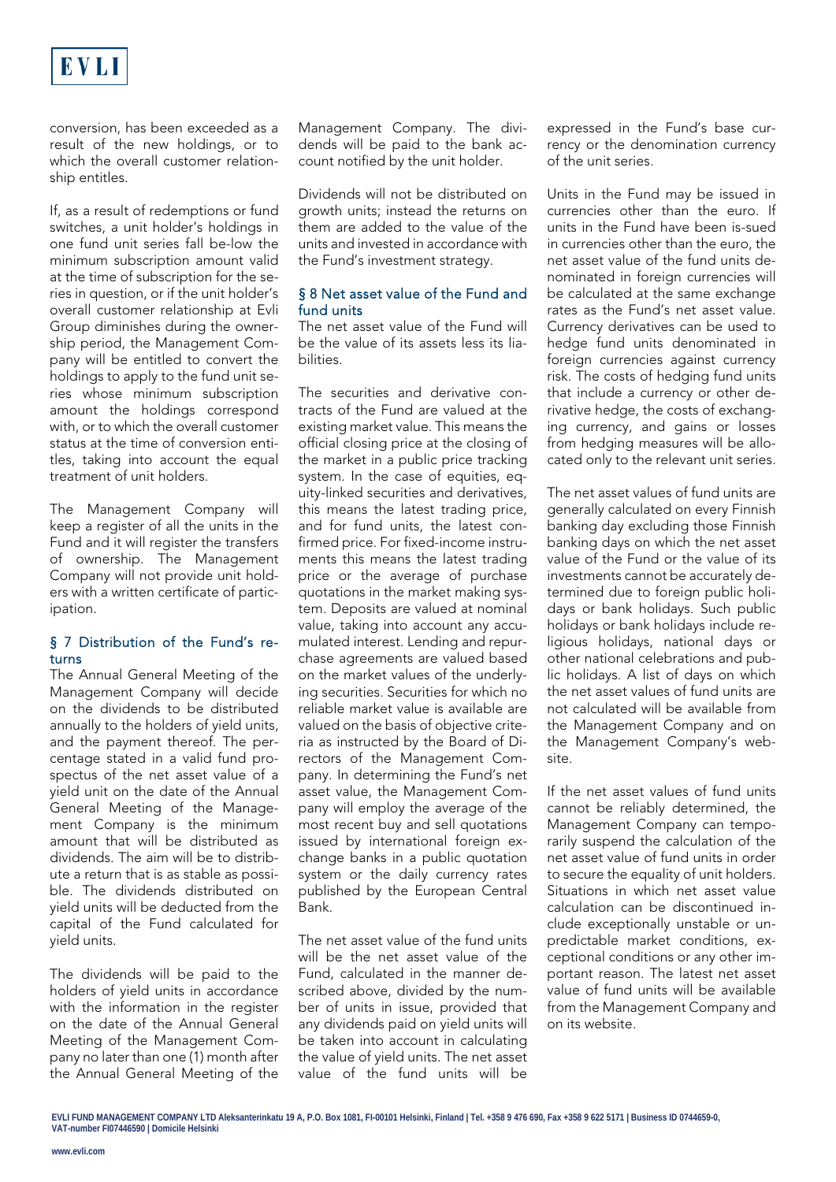conversion, has been exceeded as a result of the new holdings, or to which the overall customer relationship entitles.

If, as a result of redemptions or fund switches, a unit holder's holdings in one fund unit series fall be-low the minimum subscription amount valid at the time of subscription for the series in question, or if the unit holder's overall customer relationship at Evli Group diminishes during the ownership period, the Management Company will be entitled to convert the holdings to apply to the fund unit series whose minimum subscription amount the holdings correspond with, or to which the overall customer status at the time of conversion entitles, taking into account the equal treatment of unit holders.

The Management Company will keep a register of all the units in the Fund and it will register the transfers of ownership. The Management Company will not provide unit holders with a written certificate of participation.

## § 7 Distribution of the Fund's returns

The Annual General Meeting of the Management Company will decide on the dividends to be distributed annually to the holders of yield units, and the payment thereof. The percentage stated in a valid fund prospectus of the net asset value of a yield unit on the date of the Annual General Meeting of the Management Company is the minimum amount that will be distributed as dividends. The aim will be to distribute a return that is as stable as possible. The dividends distributed on yield units will be deducted from the capital of the Fund calculated for yield units.

The dividends will be paid to the holders of yield units in accordance with the information in the register on the date of the Annual General Meeting of the Management Company no later than one (1) month after the Annual General Meeting of the Management Company. The dividends will be paid to the bank account notified by the unit holder.

Dividends will not be distributed on growth units; instead the returns on them are added to the value of the units and invested in accordance with the Fund's investment strategy.

## § 8 Net asset value of the Fund and fund units

The net asset value of the Fund will be the value of its assets less its liabilities.

The securities and derivative contracts of the Fund are valued at the existing market value. This means the official closing price at the closing of the market in a public price tracking system. In the case of equities, equity-linked securities and derivatives, this means the latest trading price, and for fund units, the latest confirmed price. For fixed-income instruments this means the latest trading price or the average of purchase quotations in the market making system. Deposits are valued at nominal value, taking into account any accumulated interest. Lending and repurchase agreements are valued based on the market values of the underlying securities. Securities for which no reliable market value is available are valued on the basis of objective criteria as instructed by the Board of Directors of the Management Company. In determining the Fund's net asset value, the Management Company will employ the average of the most recent buy and sell quotations issued by international foreign exchange banks in a public quotation system or the daily currency rates published by the European Central Bank.

The net asset value of the fund units will be the net asset value of the Fund, calculated in the manner described above, divided by the number of units in issue, provided that any dividends paid on yield units will be taken into account in calculating the value of yield units. The net asset value of the fund units will be expressed in the Fund's base currency or the denomination currency of the unit series.

Units in the Fund may be issued in currencies other than the euro. If units in the Fund have been is-sued in currencies other than the euro, the net asset value of the fund units denominated in foreign currencies will be calculated at the same exchange rates as the Fund's net asset value. Currency derivatives can be used to hedge fund units denominated in foreign currencies against currency risk. The costs of hedging fund units that include a currency or other derivative hedge, the costs of exchanging currency, and gains or losses from hedging measures will be allocated only to the relevant unit series.

The net asset values of fund units are generally calculated on every Finnish banking day excluding those Finnish banking days on which the net asset value of the Fund or the value of its investments cannot be accurately determined due to foreign public holidays or bank holidays. Such public holidays or bank holidays include religious holidays, national days or other national celebrations and public holidays. A list of days on which the net asset values of fund units are not calculated will be available from the Management Company and on the Management Company's website.

If the net asset values of fund units cannot be reliably determined, the Management Company can temporarily suspend the calculation of the net asset value of fund units in order to secure the equality of unit holders. Situations in which net asset value calculation can be discontinued include exceptionally unstable or unpredictable market conditions, exceptional conditions or any other important reason. The latest net asset value of fund units will be available from the Management Company and on its website.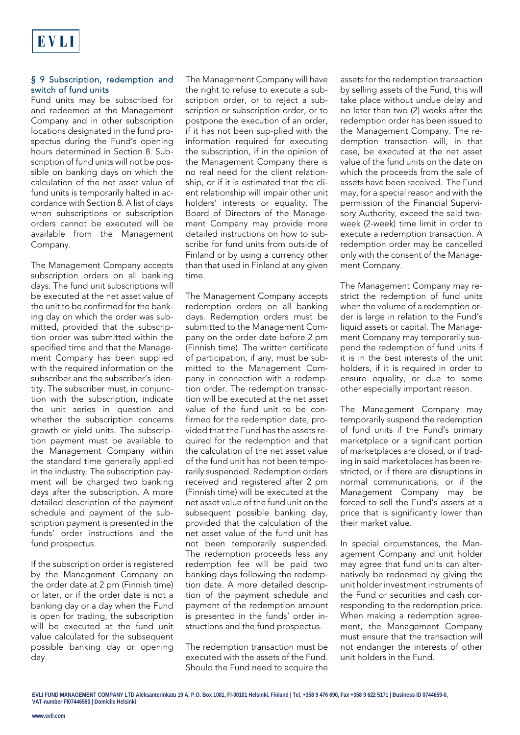## § 9 Subscription, redemption and switch of fund units

Fund units may be subscribed for and redeemed at the Management Company and in other subscription locations designated in the fund prospectus during the Fund's opening hours determined in Section 8. Subscription of fund units will not be possible on banking days on which the calculation of the net asset value of fund units is temporarily halted in accordance with Section 8. A list of days when subscriptions or subscription orders cannot be executed will be available from the Management Company.

The Management Company accepts subscription orders on all banking days. The fund unit subscriptions will be executed at the net asset value of the unit to be confirmed for the banking day on which the order was submitted, provided that the subscription order was submitted within the specified time and that the Management Company has been supplied with the required information on the subscriber and the subscriber's identity. The subscriber must, in conjunction with the subscription, indicate the unit series in question and whether the subscription concerns growth or yield units. The subscription payment must be available to the Management Company within the standard time generally applied in the industry. The subscription payment will be charged two banking days after the subscription. A more detailed description of the payment schedule and payment of the subscription payment is presented in the funds' order instructions and the fund prospectus.

If the subscription order is registered by the Management Company on the order date at 2 pm (Finnish time) or later, or if the order date is not a banking day or a day when the Fund is open for trading, the subscription will be executed at the fund unit value calculated for the subsequent possible banking day or opening day.

The Management Company will have the right to refuse to execute a subscription order, or to reject a subscription or subscription order, or to postpone the execution of an order, if it has not been sup-plied with the information required for executing the subscription, if in the opinion of the Management Company there is no real need for the client relationship, or if it is estimated that the client relationship will impair other unit holders' interests or equality. The Board of Directors of the Management Company may provide more detailed instructions on how to subscribe for fund units from outside of Finland or by using a currency other than that used in Finland at any given time.

The Management Company accepts redemption orders on all banking days. Redemption orders must be submitted to the Management Company on the order date before 2 pm (Finnish time). The written certificate of participation, if any, must be submitted to the Management Company in connection with a redemption order. The redemption transaction will be executed at the net asset value of the fund unit to be confirmed for the redemption date, provided that the Fund has the assets required for the redemption and that the calculation of the net asset value of the fund unit has not been temporarily suspended. Redemption orders received and registered after 2 pm (Finnish time) will be executed at the net asset value of the fund unit on the subsequent possible banking day, provided that the calculation of the net asset value of the fund unit has not been temporarily suspended. The redemption proceeds less any redemption fee will be paid two banking days following the redemption date. A more detailed description of the payment schedule and payment of the redemption amount is presented in the funds' order instructions and the fund prospectus.

The redemption transaction must be executed with the assets of the Fund. Should the Fund need to acquire the assets for the redemption transaction by selling assets of the Fund, this will take place without undue delay and no later than two (2) weeks after the redemption order has been issued to the Management Company. The redemption transaction will, in that case, be executed at the net asset value of the fund units on the date on which the proceeds from the sale of assets have been received. The Fund may, for a special reason and with the permission of the Financial Supervisory Authority, exceed the said two-week (2-week) time limit in order to execute a redemption transaction. A redemption order may be cancelled only with the consent of the Management Company.

The Management Company may restrict the redemption of fund units when the volume of a redemption order is large in relation to the Fund's liquid assets or capital. The Management Company may temporarily suspend the redemption of fund units if it is in the best interests of the unit holders, if it is required in order to ensure equality, or due to some other especially important reason.

The Management Company may temporarily suspend the redemption of fund units if the Fund's primary marketplace or a significant portion of marketplaces are closed, or if trading in said marketplaces has been restricted, or if there are disruptions in normal communications, or if the Management Company may be forced to sell the Fund's assets at a price that is significantly lower than their market value.

In special circumstances, the Management Company and unit holder may agree that fund units can alternatively be redeemed by giving the unit holder investment instruments of the Fund or securities and cash corresponding to the redemption price. When making a redemption agreement, the Management Company must ensure that the transaction will not endanger the interests of other unit holders in the Fund.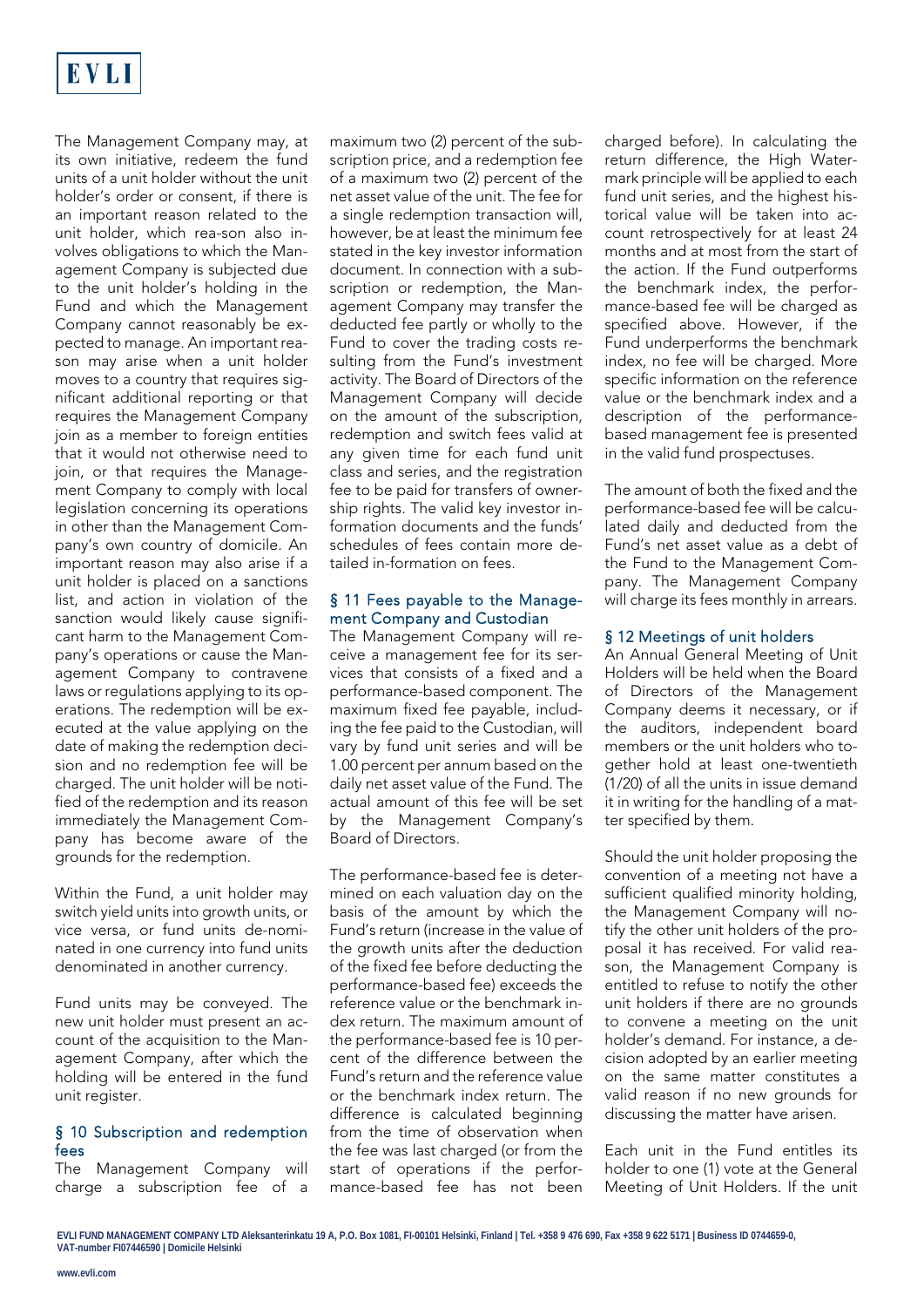The Management Company may, at its own initiative, redeem the fund units of a unit holder without the unit holder's order or consent, if there is an important reason related to the unit holder, which rea-son also involves obligations to which the Management Company is subjected due to the unit holder's holding in the Fund and which the Management Company cannot reasonably be expected to manage. An important reason may arise when a unit holder moves to a country that requires significant additional reporting or that requires the Management Company join as a member to foreign entities that it would not otherwise need to join, or that requires the Management Company to comply with local legislation concerning its operations in other than the Management Company's own country of domicile. An important reason may also arise if a unit holder is placed on a sanctions list, and action in violation of the sanction would likely cause significant harm to the Management Company's operations or cause the Management Company to contravene laws or regulations applying to its operations. The redemption will be executed at the value applying on the date of making the redemption decision and no redemption fee will be charged. The unit holder will be notified of the redemption and its reason immediately the Management Company has become aware of the grounds for the redemption.

Within the Fund, a unit holder may switch yield units into growth units, or vice versa, or fund units denominated in one currency into fund units denominated in another currency.

Fund units may be conveyed. The new unit holder must present an account of the acquisition to the Management Company, after which the holding will be entered in the fund unit register.

### § 10 Subscription and redemption fees

The Management Company will charge a subscription fee of a maximum two (2) percent of the subscription price, and a redemption fee of a maximum two (2) percent of the net asset value of the unit. The fee for a single redemption transaction will, however, be at least the minimum fee stated in the key investor information document. In connection with a subscription or redemption, the Management Company may transfer the deducted fee partly or wholly to the Fund to cover the trading costs resulting from the Fund's investment activity. The Board of Directors of the Management Company will decide on the amount of the subscription, redemption and switch fees valid at any given time for each fund unit class and series, and the registration fee to be paid for transfers of ownership rights. The valid key investor information documents and the funds' schedules of fees contain more detailed in-formation on fees.

### § 11 Fees payable to the Management Company and Custodian

The Management Company will receive a management fee for its services that consists of a fixed and a performance-based component. The maximum fixed fee payable, including the fee paid to the Custodian, will vary by fund unit series and will be 1.00 percent per annum based on the daily net asset value of the Fund. The actual amount of this fee will be set by the Management Company's Board of Directors.

The performance-based fee is determined on each valuation day on the basis of the amount by which the Fund's return (increase in the value of the growth units after the deduction of the fixed fee before deducting the performance-based fee) exceeds the reference value or the benchmark index return. The maximum amount of the performance-based fee is 10 percent of the difference between the Fund's return and the reference value or the benchmark index return. The difference is calculated beginning from the time of observation when the fee was last charged (or from the start of operations if the performance-based fee has not been charged before). In calculating the return difference, the High Watermark principle will be applied to each fund unit series, and the highest historical value will be taken into account retrospectively for at least 24 months and at most from the start of the action. If the Fund outperforms the benchmark index, the performance-based fee will be charged as specified above. However, if the Fund underperforms the benchmark index, no fee will be charged. More specific information on the reference value or the benchmark index and a description of the performance-based management fee is presented in the valid fund prospectuses.

The amount of both the fixed and the performance-based fee will be calculated daily and deducted from the Fund's net asset value as a debt of the Fund to the Management Company. The Management Company will charge its fees monthly in arrears.

### § 12 Meetings of unit holders

An Annual General Meeting of Unit Holders will be held when the Board of Directors of the Management Company deems it necessary, or if the auditors, independent board members or the unit holders who together hold at least one-twentieth (1/20) of all the units in issue demand it in writing for the handling of a matter specified by them.

Should the unit holder proposing the convention of a meeting not have a sufficient qualified minority holding, the Management Company will notify the other unit holders of the proposal it has received. For valid reason, the Management Company is entitled to refuse to notify the other unit holders if there are no grounds to convene a meeting on the unit holder's demand. For instance, a decision adopted by an earlier meeting on the same matter constitutes a valid reason if no new grounds for discussing the matter have arisen.

Each unit in the Fund entitles its holder to one (1) vote at the General Meeting of Unit Holders. If the unit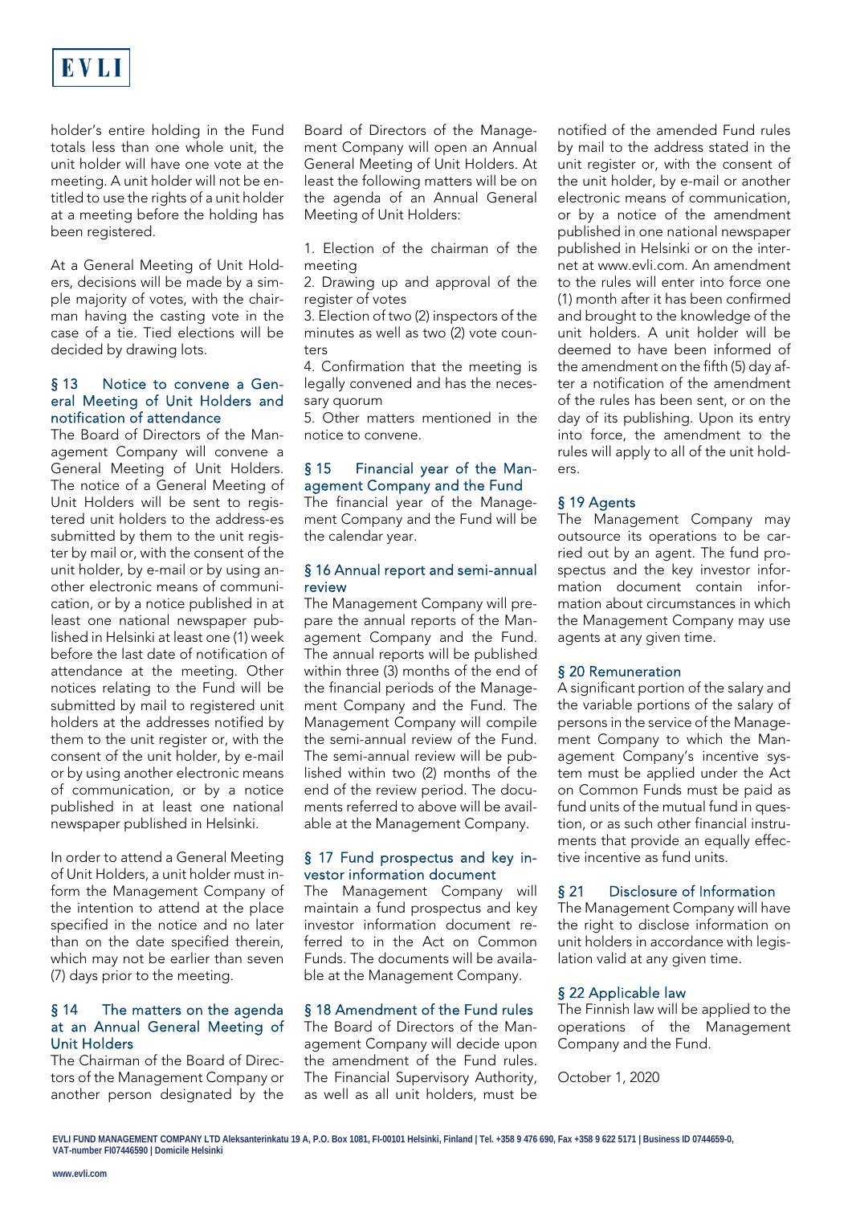holder's entire holding in the Fund totals less than one whole unit, the unit holder will have one vote at the meeting. A unit holder will not be entitled to use the rights of a unit holder at a meeting before the holding has been registered.

At a General Meeting of Unit Holders, decisions will be made by a simple majority of votes, with the chairman having the casting vote in the case of a tie. Tied elections will be decided by drawing lots.

### § 13 Notice to convene a General Meeting of Unit Holders and notification of attendance

The Board of Directors of the Management Company will convene a General Meeting of Unit Holders. The notice of a General Meeting of Unit Holders will be sent to registered unit holders to the address-es submitted by them to the unit register by mail or, with the consent of the unit holder, by e-mail or by using another electronic means of communication, or by a notice published in at least one national newspaper published in Helsinki at least one (1) week before the last date of notification of attendance at the meeting. Other notices relating to the Fund will be submitted by mail to registered unit holders at the addresses notified by them to the unit register or, with the consent of the unit holder, by e-mail or by using another electronic means of communication, or by a notice published in at least one national newspaper published in Helsinki.

In order to attend a General Meeting of Unit Holders, a unit holder must inform the Management Company of the intention to attend at the place specified in the notice and no later than on the date specified therein, which may not be earlier than seven (7) days prior to the meeting.

### § 14 The matters on the agenda at an Annual General Meeting of Unit Holders

The Chairman of the Board of Directors of the Management Company or another person designated by the Board of Directors of the Management Company will open an Annual General Meeting of Unit Holders. At least the following matters will be on the agenda of an Annual General Meeting of Unit Holders:

1. Election of the chairman of the meeting
2. Drawing up and approval of the register of votes
3. Election of two (2) inspectors of the minutes as well as two (2) vote counters
4. Confirmation that the meeting is legally convened and has the necessary quorum
5. Other matters mentioned in the notice to convene.

### § 15 Financial year of the Management Company and the Fund

The financial year of the Management Company and the Fund will be the calendar year.

### § 16 Annual report and semi-annual review

The Management Company will prepare the annual reports of the Management Company and the Fund. The annual reports will be published within three (3) months of the end of the financial periods of the Management Company and the Fund. The Management Company will compile the semi-annual review of the Fund. The semi-annual review will be published within two (2) months of the end of the review period. The documents referred to above will be available at the Management Company.

### § 17 Fund prospectus and key investor information document

The Management Company will maintain a fund prospectus and key investor information document referred to in the Act on Common Funds. The documents will be available at the Management Company.

### § 18 Amendment of the Fund rules

The Board of Directors of the Management Company will decide upon the amendment of the Fund rules. The Financial Supervisory Authority, as well as all unit holders, must be notified of the amended Fund rules by mail to the address stated in the unit register or, with the consent of the unit holder, by e-mail or another electronic means of communication, or by a notice of the amendment published in one national newspaper published in Helsinki or on the internet at www.evli.com. An amendment to the rules will enter into force one (1) month after it has been confirmed and brought to the knowledge of the unit holders. A unit holder will be deemed to have been informed of the amendment on the fifth (5) day after a notification of the amendment of the rules has been sent, or on the day of its publishing. Upon its entry into force, the amendment to the rules will apply to all of the unit holders.

### § 19 Agents

The Management Company may outsource its operations to be carried out by an agent. The fund prospectus and the key investor information document contain information about circumstances in which the Management Company may use agents at any given time.

### § 20 Remuneration

A significant portion of the salary and the variable portions of the salary of persons in the service of the Management Company to which the Management Company's incentive system must be applied under the Act on Common Funds must be paid as fund units of the mutual fund in question, or as such other financial instruments that provide an equally effective incentive as fund units.

### § 21 Disclosure of Information

The Management Company will have the right to disclose information on unit holders in accordance with legislation valid at any given time.

### § 22 Applicable law

The Finnish law will be applied to the operations of the Management Company and the Fund.

October 1, 2020